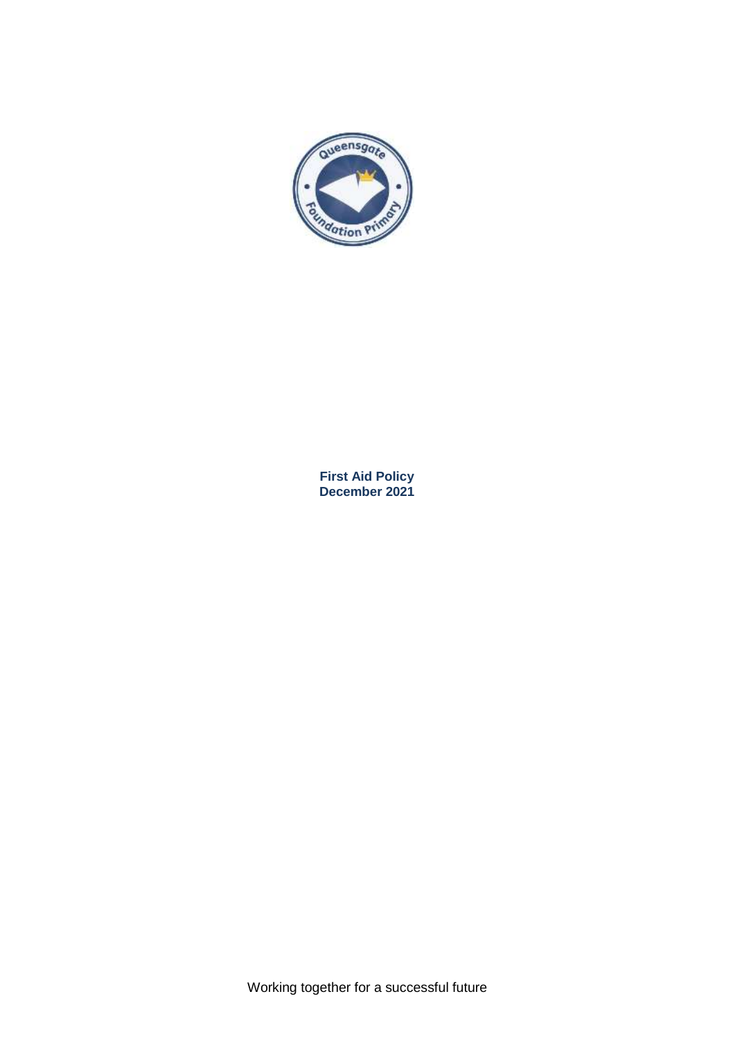# First Aid Policy
## December 2021

Working together for a successful future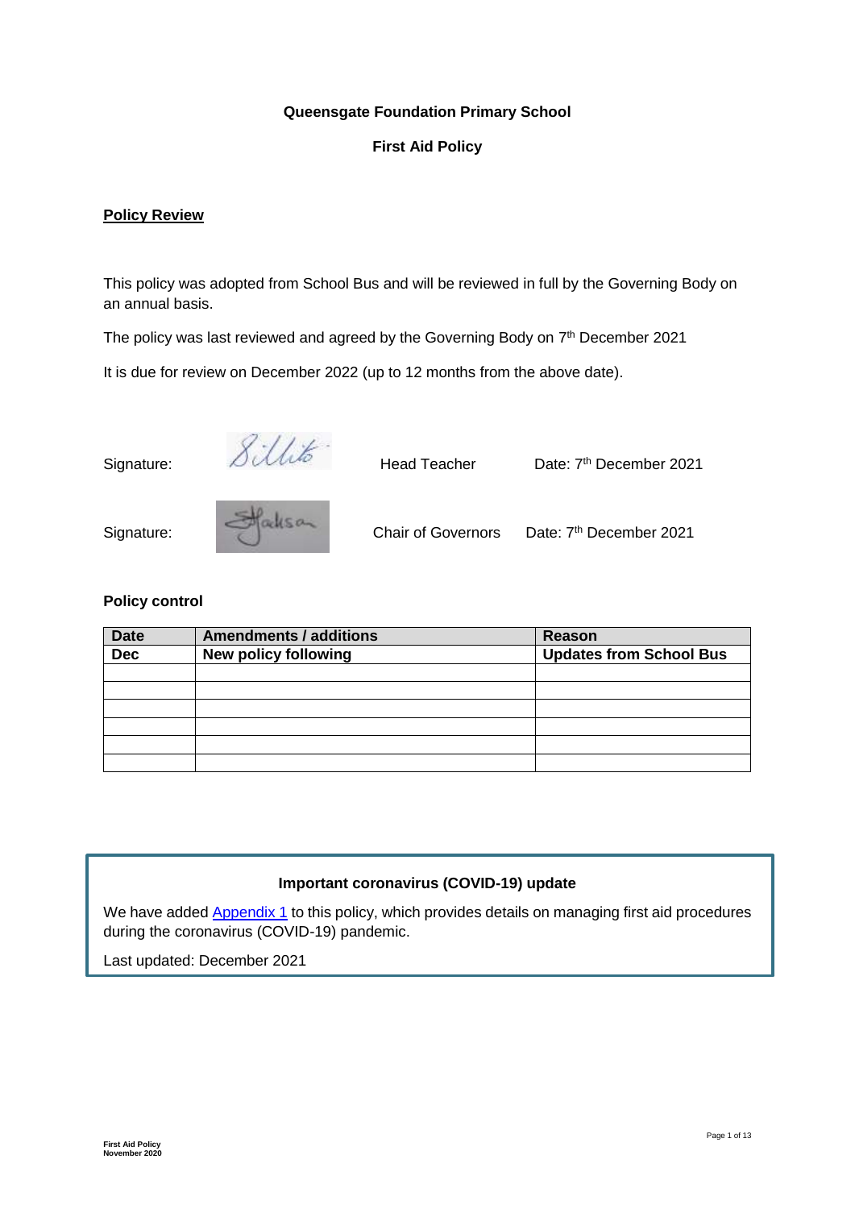**Queensgate Foundation Primary School**

**First Aid Policy**

## Policy Review

This policy was adopted from School Bus and will be reviewed in full by the Governing Body on an annual basis.

The policy was last reviewed and agreed by the Governing Body on 7th December 2021

It is due for review on December 2022 (up to 12 months from the above date).

| Signature: | | Head Teacher | Date: 7th December 2021 |
|---|---|---|---|
| Signature: | | Chair of Governors | Date: 7th December 2021 |

**Policy control**

| Date | Amendments / additions | Reason |
|---|---|---|
| Dec | New policy following | Updates from School Bus |
| | | |
| | | |
| | | |
| | | |
| | | |
| | | |

**Important coronavirus (COVID-19) update**

We have added Appendix 1 to this policy, which provides details on managing first aid procedures during the coronavirus (COVID-19) pandemic.

Last updated: December 2021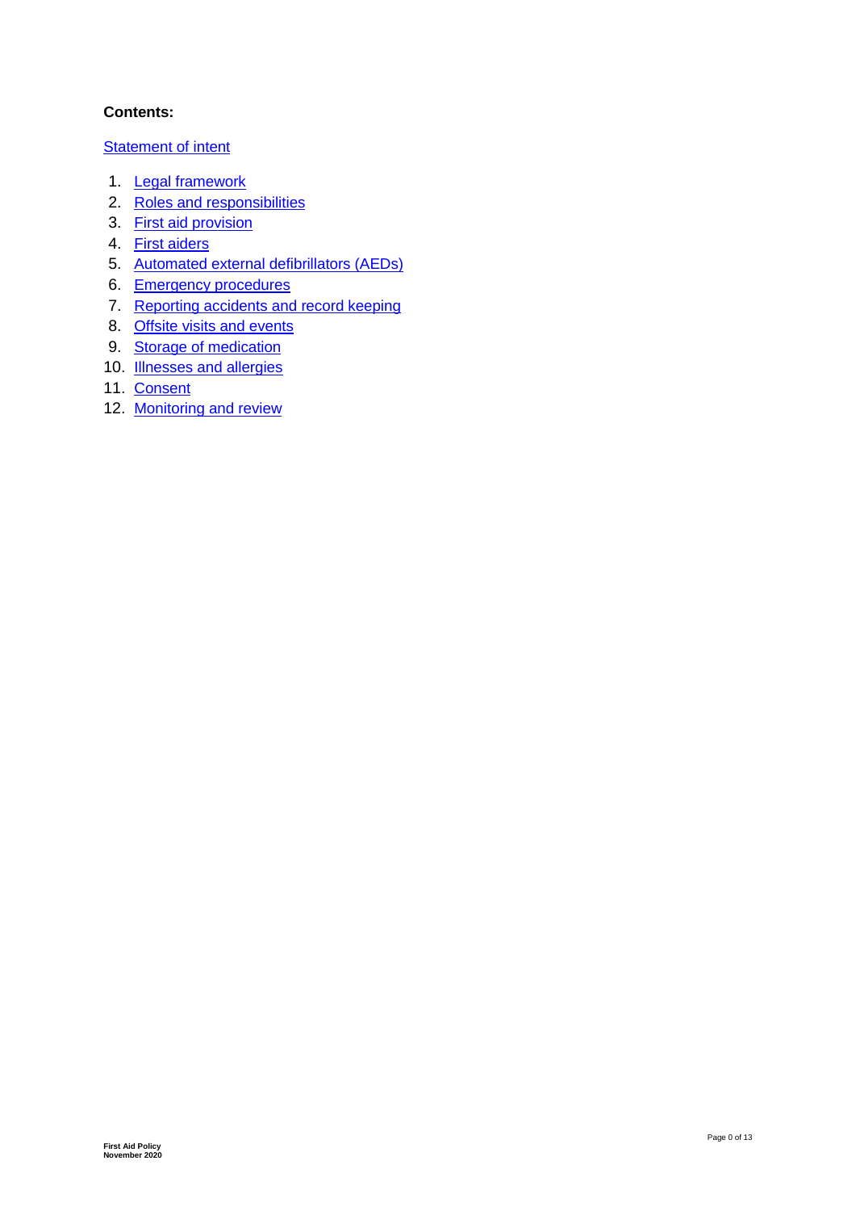**Contents:**

Statement of intent

1. Legal framework
2. Roles and responsibilities
3. First aid provision
4. First aiders
5. Automated external defibrillators (AEDs)
6. Emergency procedures
7. Reporting accidents and record keeping
8. Offsite visits and events
9. Storage of medication
10. Illnesses and allergies
11. Consent
12. Monitoring and review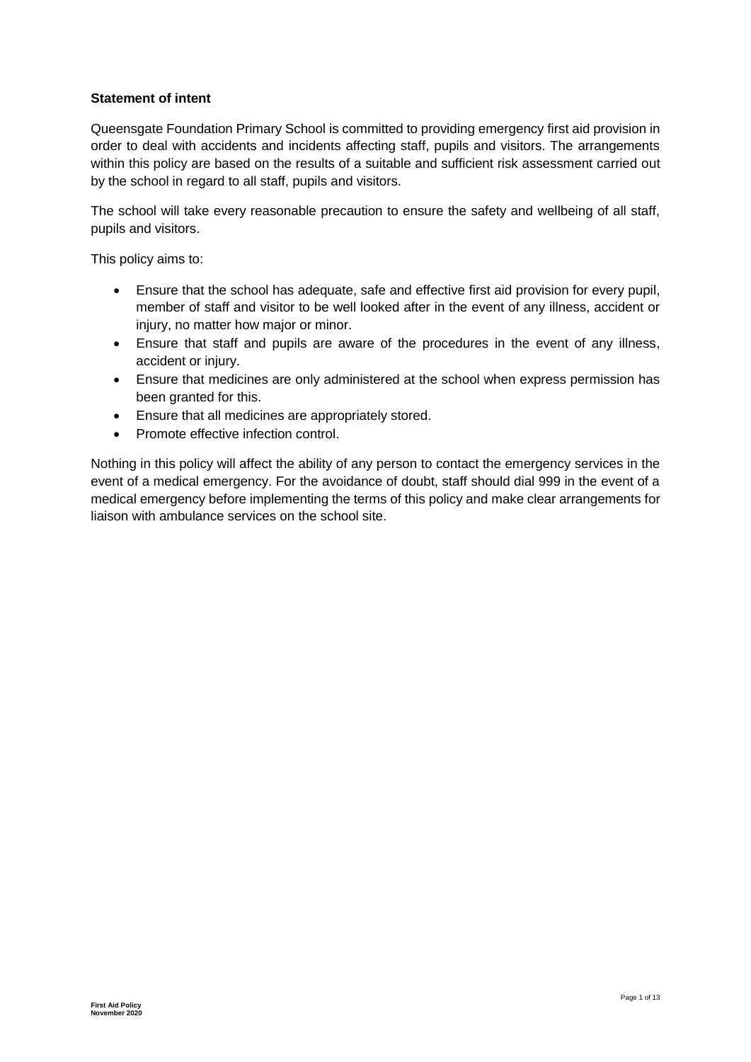**Statement of intent**

Queensgate Foundation Primary School is committed to providing emergency first aid provision in order to deal with accidents and incidents affecting staff, pupils and visitors. The arrangements within this policy are based on the results of a suitable and sufficient risk assessment carried out by the school in regard to all staff, pupils and visitors.

The school will take every reasonable precaution to ensure the safety and wellbeing of all staff, pupils and visitors.

This policy aims to:

- Ensure that the school has adequate, safe and effective first aid provision for every pupil, member of staff and visitor to be well looked after in the event of any illness, accident or injury, no matter how major or minor.
- Ensure that staff and pupils are aware of the procedures in the event of any illness, accident or injury.
- Ensure that medicines are only administered at the school when express permission has been granted for this.
- Ensure that all medicines are appropriately stored.
- Promote effective infection control.

Nothing in this policy will affect the ability of any person to contact the emergency services in the event of a medical emergency. For the avoidance of doubt, staff should dial 999 in the event of a medical emergency before implementing the terms of this policy and make clear arrangements for liaison with ambulance services on the school site.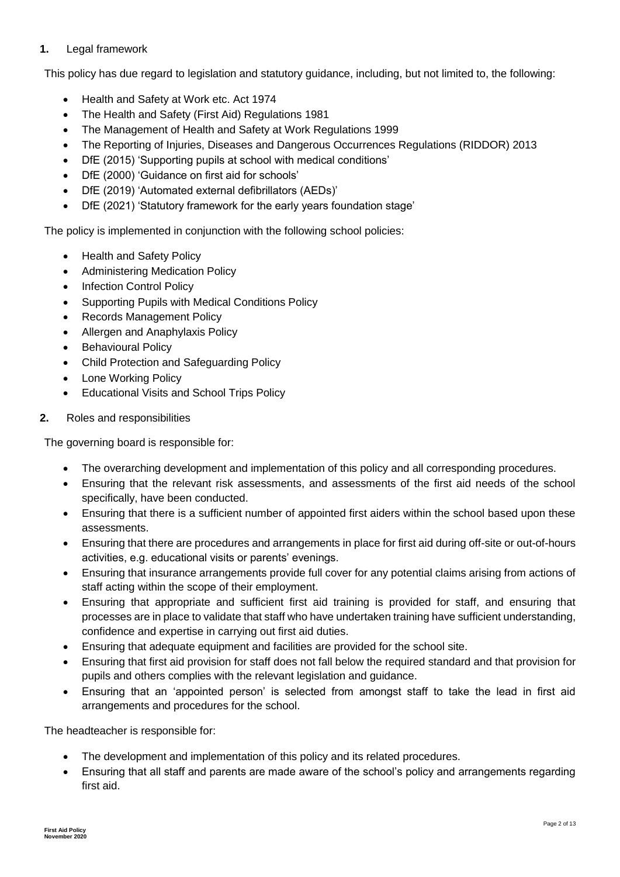## 1. Legal framework

This policy has due regard to legislation and statutory guidance, including, but not limited to, the following:

- Health and Safety at Work etc. Act 1974
- The Health and Safety (First Aid) Regulations 1981
- The Management of Health and Safety at Work Regulations 1999
- The Reporting of Injuries, Diseases and Dangerous Occurrences Regulations (RIDDOR) 2013
- DfE (2015) 'Supporting pupils at school with medical conditions'
- DfE (2000) 'Guidance on first aid for schools'
- DfE (2019) 'Automated external defibrillators (AEDs)'
- DfE (2021) 'Statutory framework for the early years foundation stage'

The policy is implemented in conjunction with the following school policies:

- Health and Safety Policy
- Administering Medication Policy
- Infection Control Policy
- Supporting Pupils with Medical Conditions Policy
- Records Management Policy
- Allergen and Anaphylaxis Policy
- Behavioural Policy
- Child Protection and Safeguarding Policy
- Lone Working Policy
- Educational Visits and School Trips Policy

## 2. Roles and responsibilities

The governing board is responsible for:

- The overarching development and implementation of this policy and all corresponding procedures.
- Ensuring that the relevant risk assessments, and assessments of the first aid needs of the school specifically, have been conducted.
- Ensuring that there is a sufficient number of appointed first aiders within the school based upon these assessments.
- Ensuring that there are procedures and arrangements in place for first aid during off-site or out-of-hours activities, e.g. educational visits or parents' evenings.
- Ensuring that insurance arrangements provide full cover for any potential claims arising from actions of staff acting within the scope of their employment.
- Ensuring that appropriate and sufficient first aid training is provided for staff, and ensuring that processes are in place to validate that staff who have undertaken training have sufficient understanding, confidence and expertise in carrying out first aid duties.
- Ensuring that adequate equipment and facilities are provided for the school site.
- Ensuring that first aid provision for staff does not fall below the required standard and that provision for pupils and others complies with the relevant legislation and guidance.
- Ensuring that an 'appointed person' is selected from amongst staff to take the lead in first aid arrangements and procedures for the school.

The headteacher is responsible for:

- The development and implementation of this policy and its related procedures.
- Ensuring that all staff and parents are made aware of the school's policy and arrangements regarding first aid.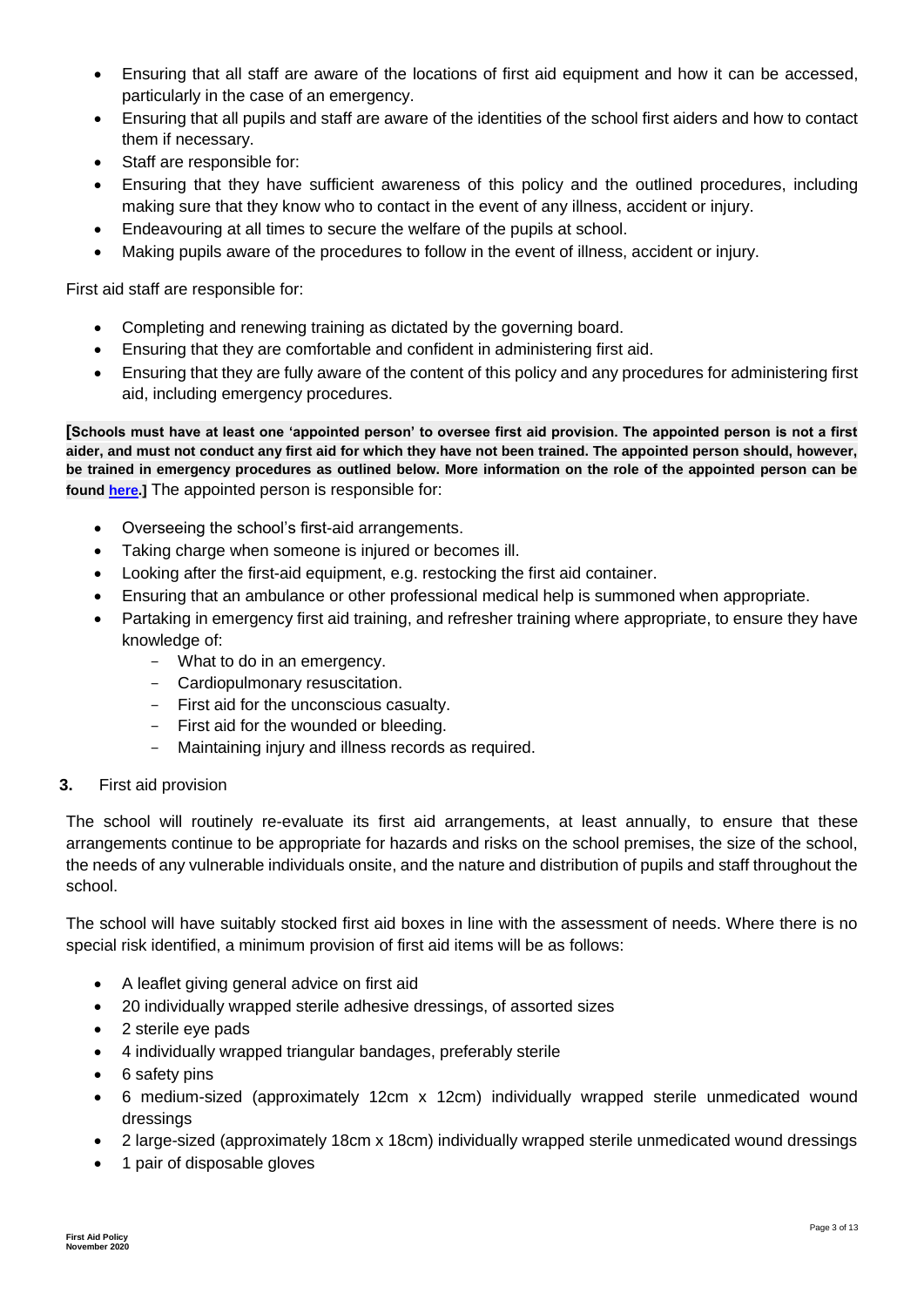- Ensuring that all staff are aware of the locations of first aid equipment and how it can be accessed, particularly in the case of an emergency.
- Ensuring that all pupils and staff are aware of the identities of the school first aiders and how to contact them if necessary.
- Staff are responsible for:
- Ensuring that they have sufficient awareness of this policy and the outlined procedures, including making sure that they know who to contact in the event of any illness, accident or injury.
- Endeavouring at all times to secure the welfare of the pupils at school.
- Making pupils aware of the procedures to follow in the event of illness, accident or injury.

First aid staff are responsible for:

- Completing and renewing training as dictated by the governing board.
- Ensuring that they are comfortable and confident in administering first aid.
- Ensuring that they are fully aware of the content of this policy and any procedures for administering first aid, including emergency procedures.

**[Schools must have at least one 'appointed person' to oversee first aid provision. The appointed person is not a first aider, and must not conduct any first aid for which they have not been trained. The appointed person should, however, be trained in emergency procedures as outlined below. More information on the role of the appointed person can be found here.]** The appointed person is responsible for:

- Overseeing the school's first-aid arrangements.
- Taking charge when someone is injured or becomes ill.
- Looking after the first-aid equipment, e.g. restocking the first aid container.
- Ensuring that an ambulance or other professional medical help is summoned when appropriate.
- Partaking in emergency first aid training, and refresher training where appropriate, to ensure they have knowledge of:
  - What to do in an emergency.
  - Cardiopulmonary resuscitation.
  - First aid for the unconscious casualty.
  - First aid for the wounded or bleeding.
  - Maintaining injury and illness records as required.

## 3. First aid provision

The school will routinely re-evaluate its first aid arrangements, at least annually, to ensure that these arrangements continue to be appropriate for hazards and risks on the school premises, the size of the school, the needs of any vulnerable individuals onsite, and the nature and distribution of pupils and staff throughout the school.

The school will have suitably stocked first aid boxes in line with the assessment of needs. Where there is no special risk identified, a minimum provision of first aid items will be as follows:

- A leaflet giving general advice on first aid
- 20 individually wrapped sterile adhesive dressings, of assorted sizes
- 2 sterile eye pads
- 4 individually wrapped triangular bandages, preferably sterile
- 6 safety pins
- 6 medium-sized (approximately 12cm x 12cm) individually wrapped sterile unmedicated wound dressings
- 2 large-sized (approximately 18cm x 18cm) individually wrapped sterile unmedicated wound dressings
- 1 pair of disposable gloves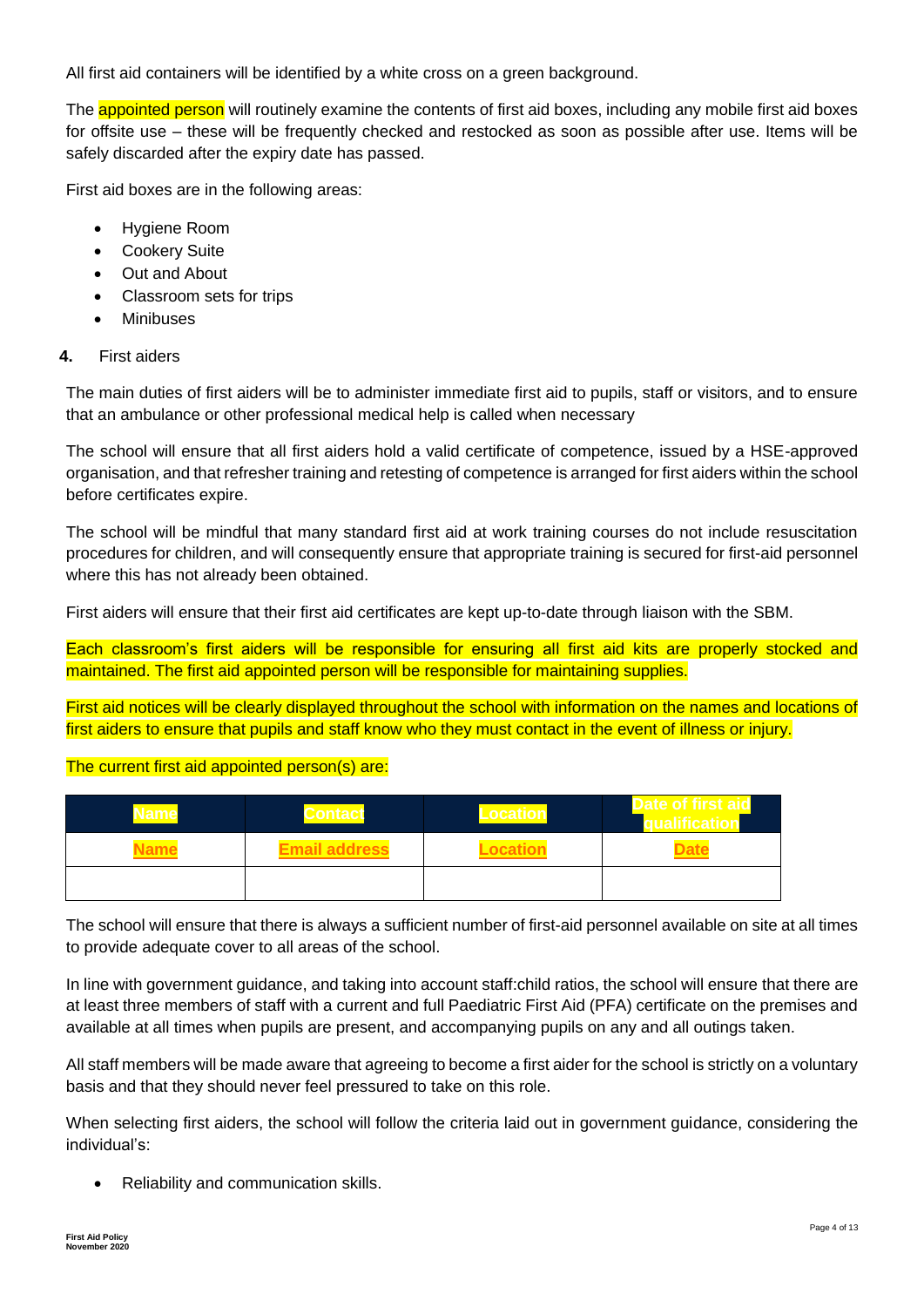All first aid containers will be identified by a white cross on a green background.

The appointed person will routinely examine the contents of first aid boxes, including any mobile first aid boxes for offsite use – these will be frequently checked and restocked as soon as possible after use. Items will be safely discarded after the expiry date has passed.

First aid boxes are in the following areas:

- Hygiene Room
- Cookery Suite
- Out and About
- Classroom sets for trips
- Minibuses

## 4. First aiders

The main duties of first aiders will be to administer immediate first aid to pupils, staff or visitors, and to ensure that an ambulance or other professional medical help is called when necessary

The school will ensure that all first aiders hold a valid certificate of competence, issued by a HSE-approved organisation, and that refresher training and retesting of competence is arranged for first aiders within the school before certificates expire.

The school will be mindful that many standard first aid at work training courses do not include resuscitation procedures for children, and will consequently ensure that appropriate training is secured for first-aid personnel where this has not already been obtained.

First aiders will ensure that their first aid certificates are kept up-to-date through liaison with the SBM.

Each classroom's first aiders will be responsible for ensuring all first aid kits are properly stocked and maintained. The first aid appointed person will be responsible for maintaining supplies.

First aid notices will be clearly displayed throughout the school with information on the names and locations of first aiders to ensure that pupils and staff know who they must contact in the event of illness or injury.

The current first aid appointed person(s) are:

| Name | Contact | Location | Date of first aid qualification |
|---|---|---|---|
| Name | Email address | Location | Date |
| | | | |

The school will ensure that there is always a sufficient number of first-aid personnel available on site at all times to provide adequate cover to all areas of the school.

In line with government guidance, and taking into account staff:child ratios, the school will ensure that there are at least three members of staff with a current and full Paediatric First Aid (PFA) certificate on the premises and available at all times when pupils are present, and accompanying pupils on any and all outings taken.

All staff members will be made aware that agreeing to become a first aider for the school is strictly on a voluntary basis and that they should never feel pressured to take on this role.

When selecting first aiders, the school will follow the criteria laid out in government guidance, considering the individual's:

- Reliability and communication skills.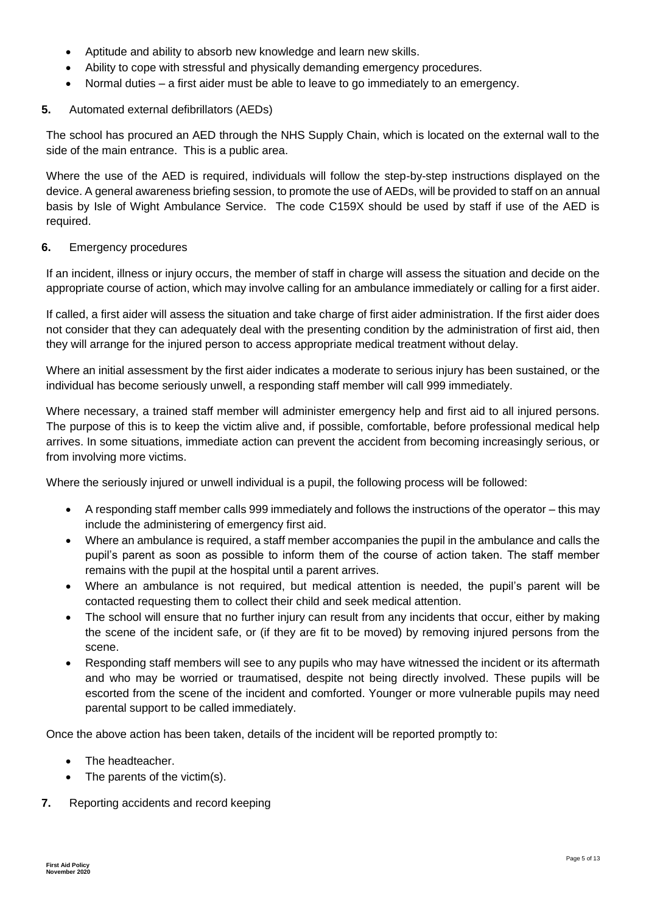- Aptitude and ability to absorb new knowledge and learn new skills.
- Ability to cope with stressful and physically demanding emergency procedures.
- Normal duties – a first aider must be able to leave to go immediately to an emergency.

## 5. Automated external defibrillators (AEDs)

The school has procured an AED through the NHS Supply Chain, which is located on the external wall to the side of the main entrance. This is a public area.

Where the use of the AED is required, individuals will follow the step-by-step instructions displayed on the device. A general awareness briefing session, to promote the use of AEDs, will be provided to staff on an annual basis by Isle of Wight Ambulance Service. The code C159X should be used by staff if use of the AED is required.

## 6. Emergency procedures

If an incident, illness or injury occurs, the member of staff in charge will assess the situation and decide on the appropriate course of action, which may involve calling for an ambulance immediately or calling for a first aider.

If called, a first aider will assess the situation and take charge of first aider administration. If the first aider does not consider that they can adequately deal with the presenting condition by the administration of first aid, then they will arrange for the injured person to access appropriate medical treatment without delay.

Where an initial assessment by the first aider indicates a moderate to serious injury has been sustained, or the individual has become seriously unwell, a responding staff member will call 999 immediately.

Where necessary, a trained staff member will administer emergency help and first aid to all injured persons. The purpose of this is to keep the victim alive and, if possible, comfortable, before professional medical help arrives. In some situations, immediate action can prevent the accident from becoming increasingly serious, or from involving more victims.

Where the seriously injured or unwell individual is a pupil, the following process will be followed:

- A responding staff member calls 999 immediately and follows the instructions of the operator – this may include the administering of emergency first aid.
- Where an ambulance is required, a staff member accompanies the pupil in the ambulance and calls the pupil's parent as soon as possible to inform them of the course of action taken. The staff member remains with the pupil at the hospital until a parent arrives.
- Where an ambulance is not required, but medical attention is needed, the pupil's parent will be contacted requesting them to collect their child and seek medical attention.
- The school will ensure that no further injury can result from any incidents that occur, either by making the scene of the incident safe, or (if they are fit to be moved) by removing injured persons from the scene.
- Responding staff members will see to any pupils who may have witnessed the incident or its aftermath and who may be worried or traumatised, despite not being directly involved. These pupils will be escorted from the scene of the incident and comforted. Younger or more vulnerable pupils may need parental support to be called immediately.

Once the above action has been taken, details of the incident will be reported promptly to:

- The headteacher.
- The parents of the victim(s).

## 7. Reporting accidents and record keeping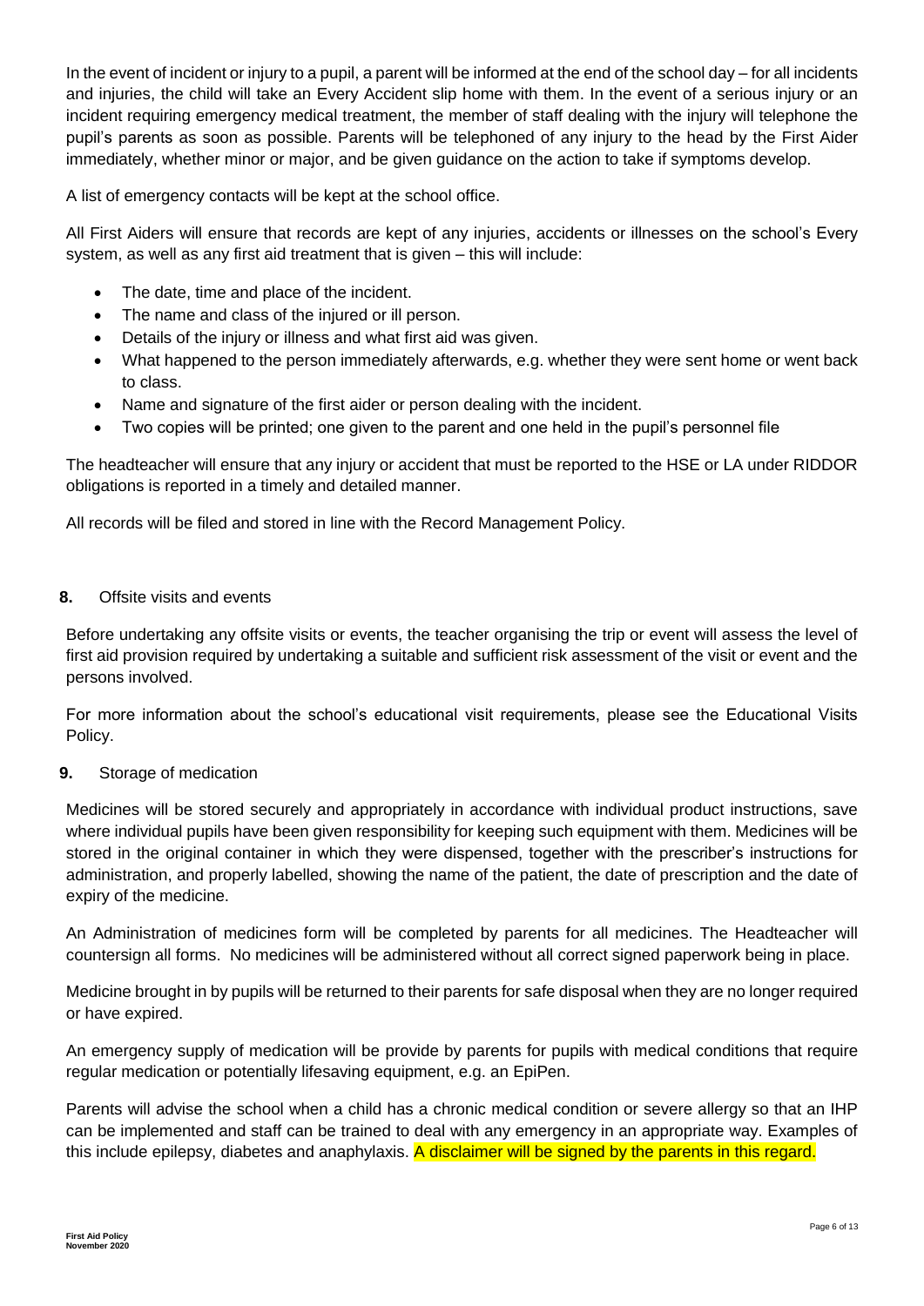In the event of incident or injury to a pupil, a parent will be informed at the end of the school day – for all incidents and injuries, the child will take an Every Accident slip home with them. In the event of a serious injury or an incident requiring emergency medical treatment, the member of staff dealing with the injury will telephone the pupil's parents as soon as possible. Parents will be telephoned of any injury to the head by the First Aider immediately, whether minor or major, and be given guidance on the action to take if symptoms develop.

A list of emergency contacts will be kept at the school office.

All First Aiders will ensure that records are kept of any injuries, accidents or illnesses on the school's Every system, as well as any first aid treatment that is given – this will include:

- The date, time and place of the incident.
- The name and class of the injured or ill person.
- Details of the injury or illness and what first aid was given.
- What happened to the person immediately afterwards, e.g. whether they were sent home or went back to class.
- Name and signature of the first aider or person dealing with the incident.
- Two copies will be printed; one given to the parent and one held in the pupil's personnel file

The headteacher will ensure that any injury or accident that must be reported to the HSE or LA under RIDDOR obligations is reported in a timely and detailed manner.

All records will be filed and stored in line with the Record Management Policy.

## 8. Offsite visits and events

Before undertaking any offsite visits or events, the teacher organising the trip or event will assess the level of first aid provision required by undertaking a suitable and sufficient risk assessment of the visit or event and the persons involved.

For more information about the school's educational visit requirements, please see the Educational Visits Policy.

## 9. Storage of medication

Medicines will be stored securely and appropriately in accordance with individual product instructions, save where individual pupils have been given responsibility for keeping such equipment with them. Medicines will be stored in the original container in which they were dispensed, together with the prescriber's instructions for administration, and properly labelled, showing the name of the patient, the date of prescription and the date of expiry of the medicine.

An Administration of medicines form will be completed by parents for all medicines. The Headteacher will countersign all forms. No medicines will be administered without all correct signed paperwork being in place.

Medicine brought in by pupils will be returned to their parents for safe disposal when they are no longer required or have expired.

An emergency supply of medication will be provide by parents for pupils with medical conditions that require regular medication or potentially lifesaving equipment, e.g. an EpiPen.

Parents will advise the school when a child has a chronic medical condition or severe allergy so that an IHP can be implemented and staff can be trained to deal with any emergency in an appropriate way. Examples of this include epilepsy, diabetes and anaphylaxis. A disclaimer will be signed by the parents in this regard.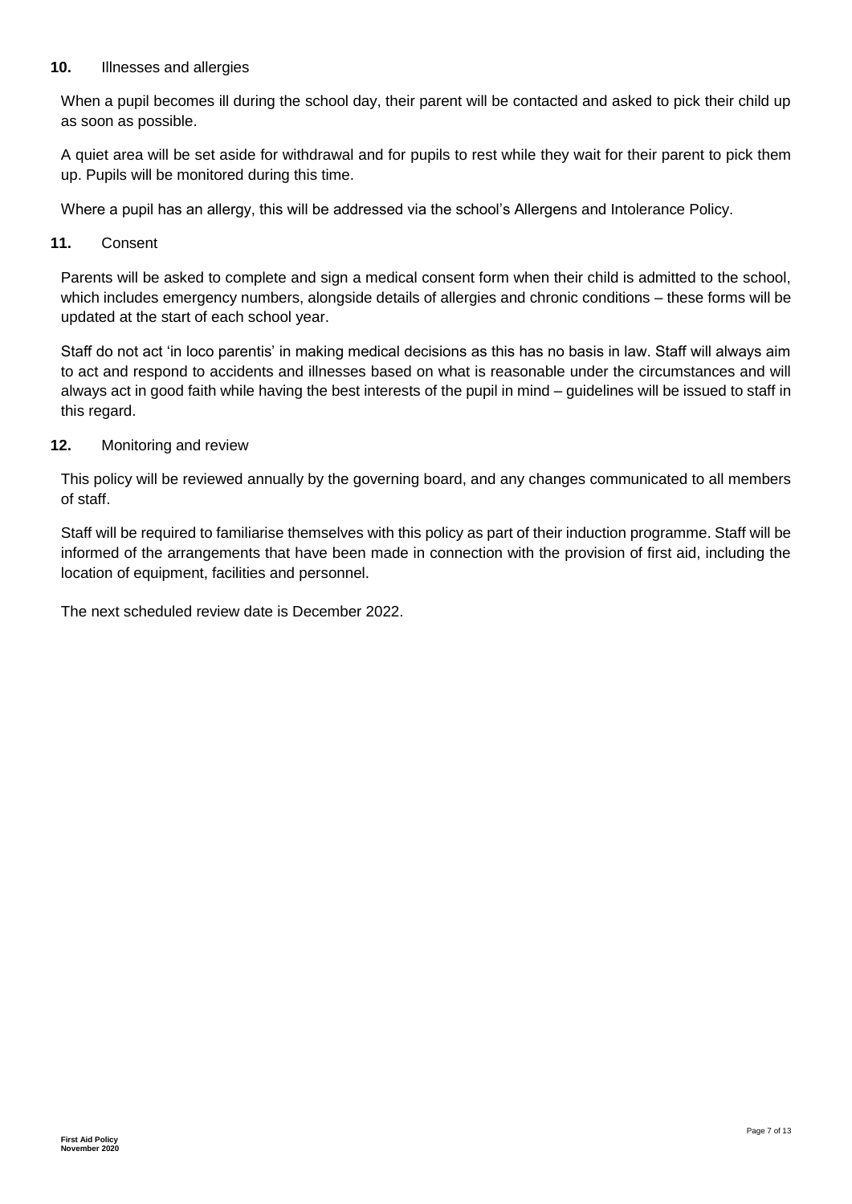## 10. Illnesses and allergies

When a pupil becomes ill during the school day, their parent will be contacted and asked to pick their child up as soon as possible.

A quiet area will be set aside for withdrawal and for pupils to rest while they wait for their parent to pick them up. Pupils will be monitored during this time.

Where a pupil has an allergy, this will be addressed via the school's Allergens and Intolerance Policy.

## 11. Consent

Parents will be asked to complete and sign a medical consent form when their child is admitted to the school, which includes emergency numbers, alongside details of allergies and chronic conditions – these forms will be updated at the start of each school year.

Staff do not act 'in loco parentis' in making medical decisions as this has no basis in law. Staff will always aim to act and respond to accidents and illnesses based on what is reasonable under the circumstances and will always act in good faith while having the best interests of the pupil in mind – guidelines will be issued to staff in this regard.

## 12. Monitoring and review

This policy will be reviewed annually by the governing board, and any changes communicated to all members of staff.

Staff will be required to familiarise themselves with this policy as part of their induction programme. Staff will be informed of the arrangements that have been made in connection with the provision of first aid, including the location of equipment, facilities and personnel.

The next scheduled review date is December 2022.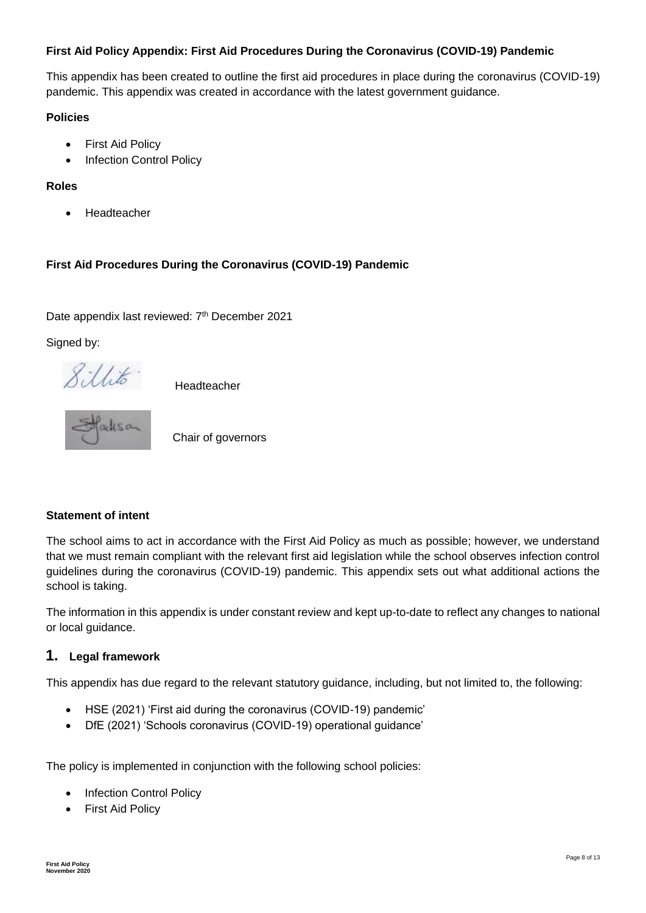**First Aid Policy Appendix: First Aid Procedures During the Coronavirus (COVID-19) Pandemic**

This appendix has been created to outline the first aid procedures in place during the coronavirus (COVID-19) pandemic. This appendix was created in accordance with the latest government guidance.

**Policies**

- First Aid Policy
- Infection Control Policy

**Roles**

- Headteacher

**First Aid Procedures During the Coronavirus (COVID-19) Pandemic**

Date appendix last reviewed: 7th December 2021

Signed by:

Headteacher

Chair of governors

**Statement of intent**

The school aims to act in accordance with the First Aid Policy as much as possible; however, we understand that we must remain compliant with the relevant first aid legislation while the school observes infection control guidelines during the coronavirus (COVID-19) pandemic. This appendix sets out what additional actions the school is taking.

The information in this appendix is under constant review and kept up-to-date to reflect any changes to national or local guidance.

## 1. Legal framework

This appendix has due regard to the relevant statutory guidance, including, but not limited to, the following:

- HSE (2021) 'First aid during the coronavirus (COVID-19) pandemic'
- DfE (2021) 'Schools coronavirus (COVID-19) operational guidance'

The policy is implemented in conjunction with the following school policies:

- Infection Control Policy
- First Aid Policy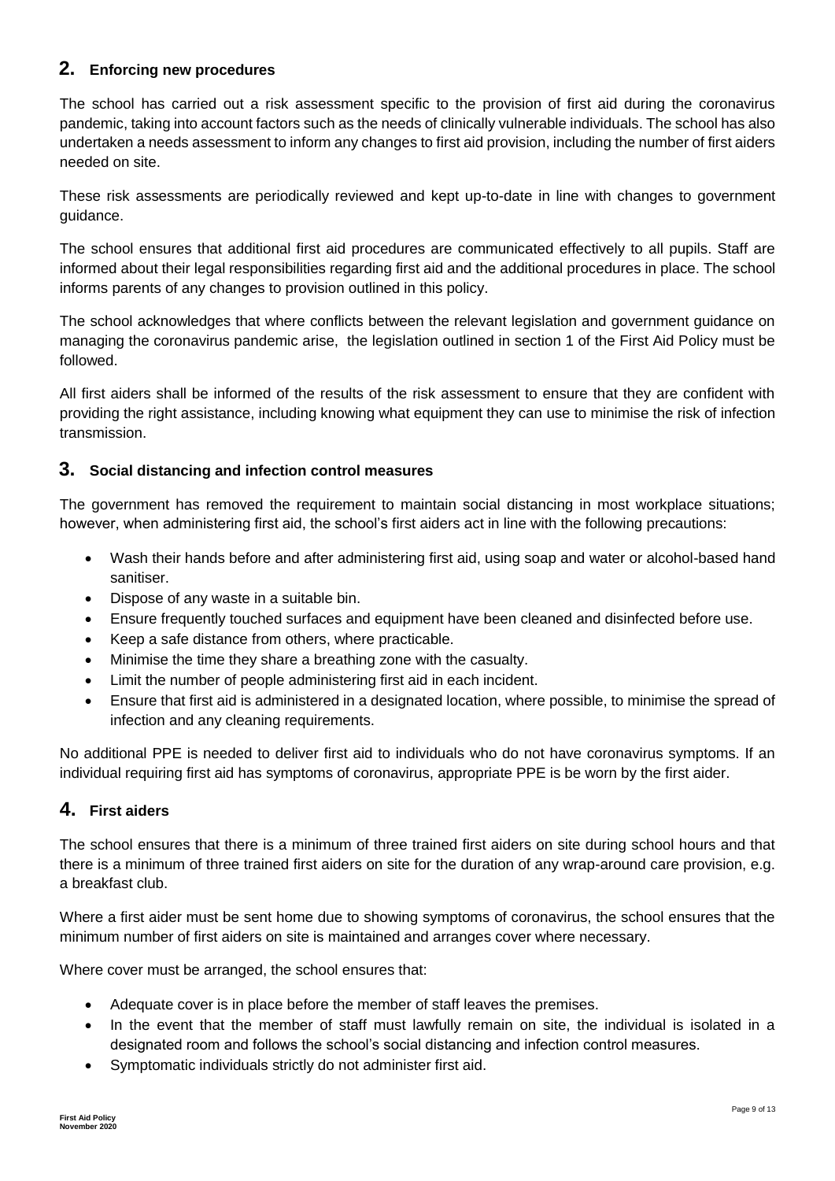## 2. Enforcing new procedures

The school has carried out a risk assessment specific to the provision of first aid during the coronavirus pandemic, taking into account factors such as the needs of clinically vulnerable individuals. The school has also undertaken a needs assessment to inform any changes to first aid provision, including the number of first aiders needed on site.

These risk assessments are periodically reviewed and kept up-to-date in line with changes to government guidance.

The school ensures that additional first aid procedures are communicated effectively to all pupils. Staff are informed about their legal responsibilities regarding first aid and the additional procedures in place. The school informs parents of any changes to provision outlined in this policy.

The school acknowledges that where conflicts between the relevant legislation and government guidance on managing the coronavirus pandemic arise, the legislation outlined in section 1 of the First Aid Policy must be followed.

All first aiders shall be informed of the results of the risk assessment to ensure that they are confident with providing the right assistance, including knowing what equipment they can use to minimise the risk of infection transmission.

## 3. Social distancing and infection control measures

The government has removed the requirement to maintain social distancing in most workplace situations; however, when administering first aid, the school's first aiders act in line with the following precautions:

- Wash their hands before and after administering first aid, using soap and water or alcohol-based hand sanitiser.
- Dispose of any waste in a suitable bin.
- Ensure frequently touched surfaces and equipment have been cleaned and disinfected before use.
- Keep a safe distance from others, where practicable.
- Minimise the time they share a breathing zone with the casualty.
- Limit the number of people administering first aid in each incident.
- Ensure that first aid is administered in a designated location, where possible, to minimise the spread of infection and any cleaning requirements.

No additional PPE is needed to deliver first aid to individuals who do not have coronavirus symptoms. If an individual requiring first aid has symptoms of coronavirus, appropriate PPE is be worn by the first aider.

## 4. First aiders

The school ensures that there is a minimum of three trained first aiders on site during school hours and that there is a minimum of three trained first aiders on site for the duration of any wrap-around care provision, e.g. a breakfast club.

Where a first aider must be sent home due to showing symptoms of coronavirus, the school ensures that the minimum number of first aiders on site is maintained and arranges cover where necessary.

Where cover must be arranged, the school ensures that:

- Adequate cover is in place before the member of staff leaves the premises.
- In the event that the member of staff must lawfully remain on site, the individual is isolated in a designated room and follows the school's social distancing and infection control measures.
- Symptomatic individuals strictly do not administer first aid.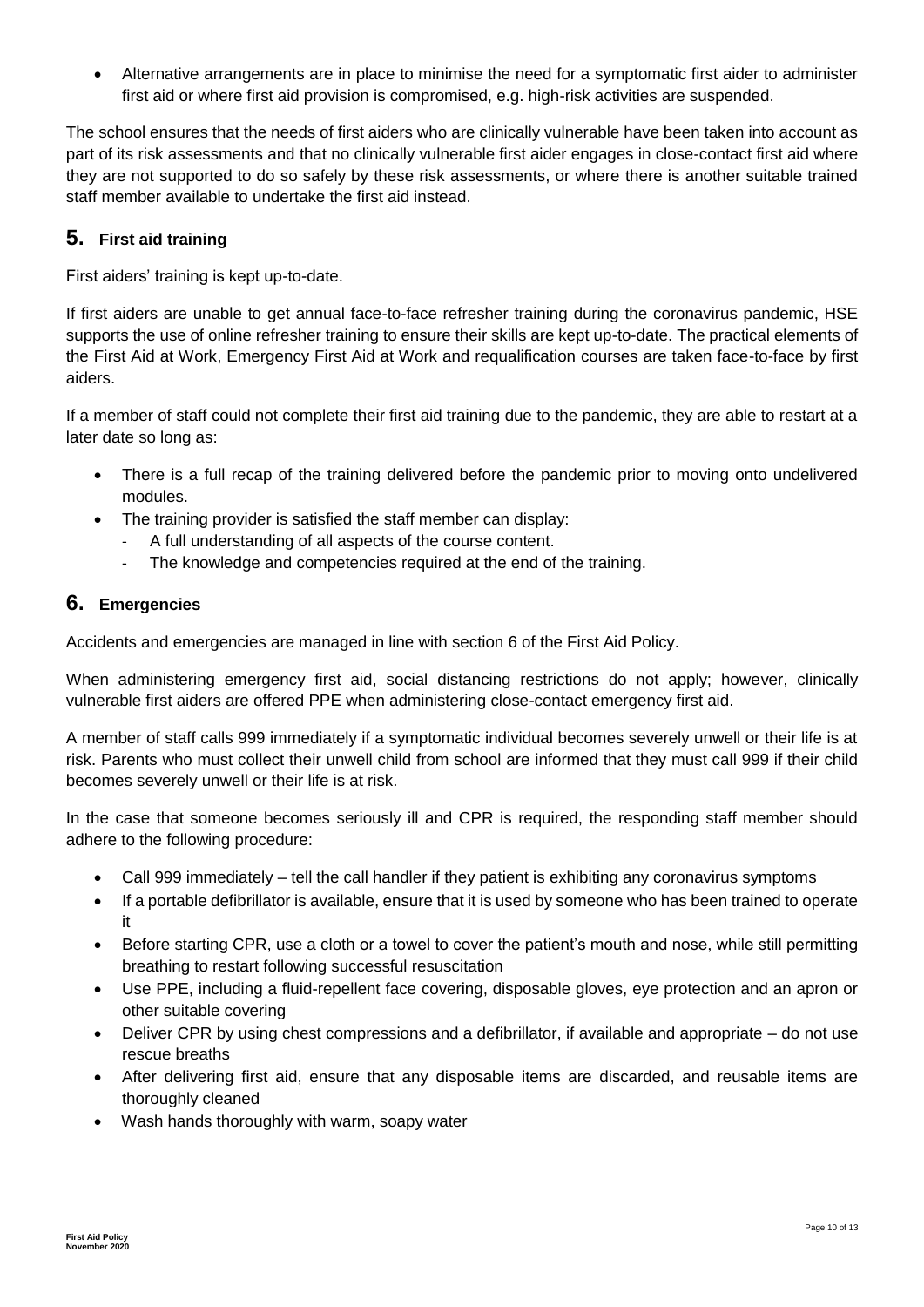- Alternative arrangements are in place to minimise the need for a symptomatic first aider to administer first aid or where first aid provision is compromised, e.g. high-risk activities are suspended.

The school ensures that the needs of first aiders who are clinically vulnerable have been taken into account as part of its risk assessments and that no clinically vulnerable first aider engages in close-contact first aid where they are not supported to do so safely by these risk assessments, or where there is another suitable trained staff member available to undertake the first aid instead.

## 5. First aid training

First aiders' training is kept up-to-date.

If first aiders are unable to get annual face-to-face refresher training during the coronavirus pandemic, HSE supports the use of online refresher training to ensure their skills are kept up-to-date. The practical elements of the First Aid at Work, Emergency First Aid at Work and requalification courses are taken face-to-face by first aiders.

If a member of staff could not complete their first aid training due to the pandemic, they are able to restart at a later date so long as:

- There is a full recap of the training delivered before the pandemic prior to moving onto undelivered modules.
- The training provider is satisfied the staff member can display:
  - A full understanding of all aspects of the course content.
  - The knowledge and competencies required at the end of the training.

## 6. Emergencies

Accidents and emergencies are managed in line with section 6 of the First Aid Policy.

When administering emergency first aid, social distancing restrictions do not apply; however, clinically vulnerable first aiders are offered PPE when administering close-contact emergency first aid.

A member of staff calls 999 immediately if a symptomatic individual becomes severely unwell or their life is at risk. Parents who must collect their unwell child from school are informed that they must call 999 if their child becomes severely unwell or their life is at risk.

In the case that someone becomes seriously ill and CPR is required, the responding staff member should adhere to the following procedure:

- Call 999 immediately – tell the call handler if they patient is exhibiting any coronavirus symptoms
- If a portable defibrillator is available, ensure that it is used by someone who has been trained to operate it
- Before starting CPR, use a cloth or a towel to cover the patient's mouth and nose, while still permitting breathing to restart following successful resuscitation
- Use PPE, including a fluid-repellent face covering, disposable gloves, eye protection and an apron or other suitable covering
- Deliver CPR by using chest compressions and a defibrillator, if available and appropriate – do not use rescue breaths
- After delivering first aid, ensure that any disposable items are discarded, and reusable items are thoroughly cleaned
- Wash hands thoroughly with warm, soapy water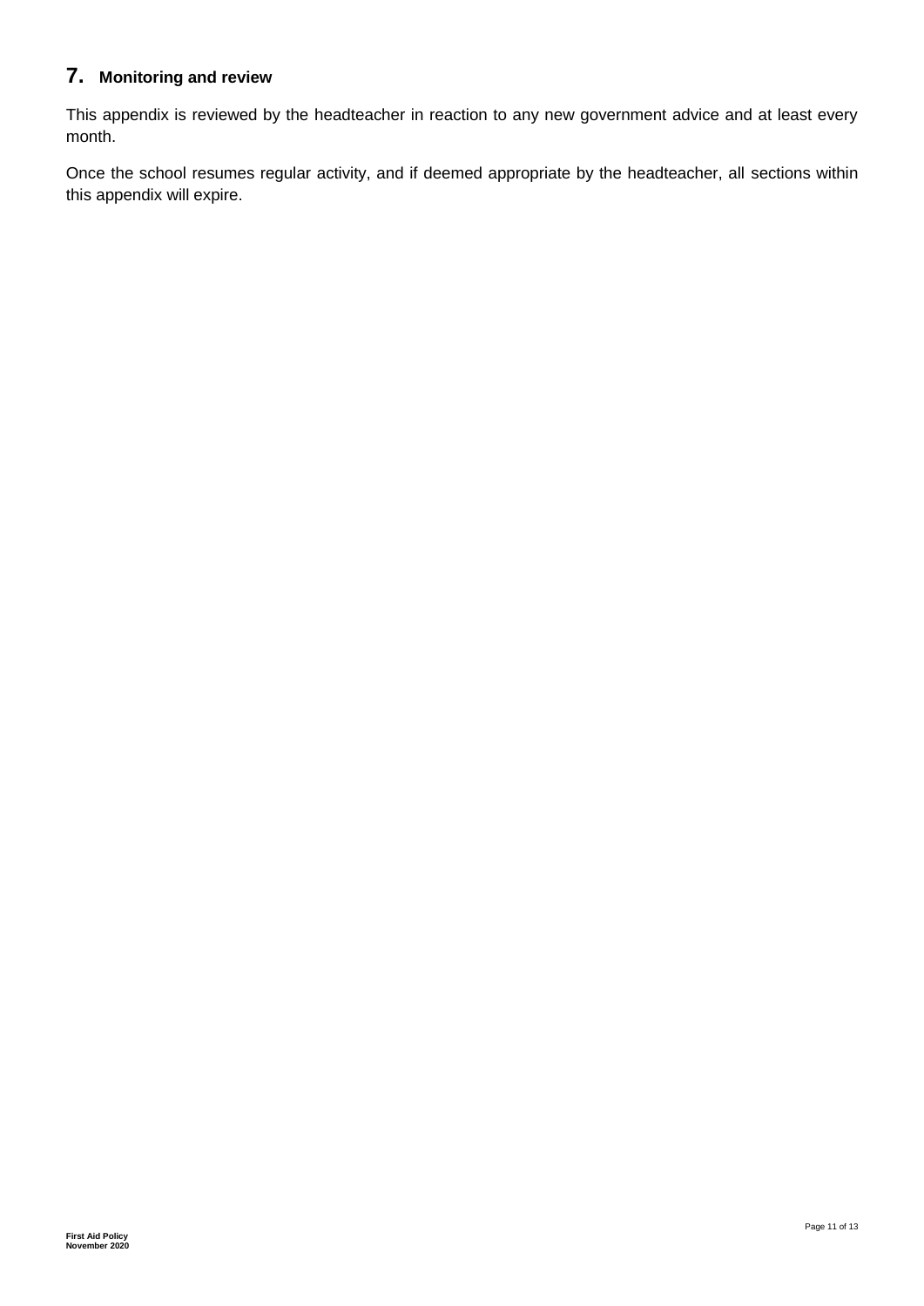## 7. Monitoring and review

This appendix is reviewed by the headteacher in reaction to any new government advice and at least every month.

Once the school resumes regular activity, and if deemed appropriate by the headteacher, all sections within this appendix will expire.